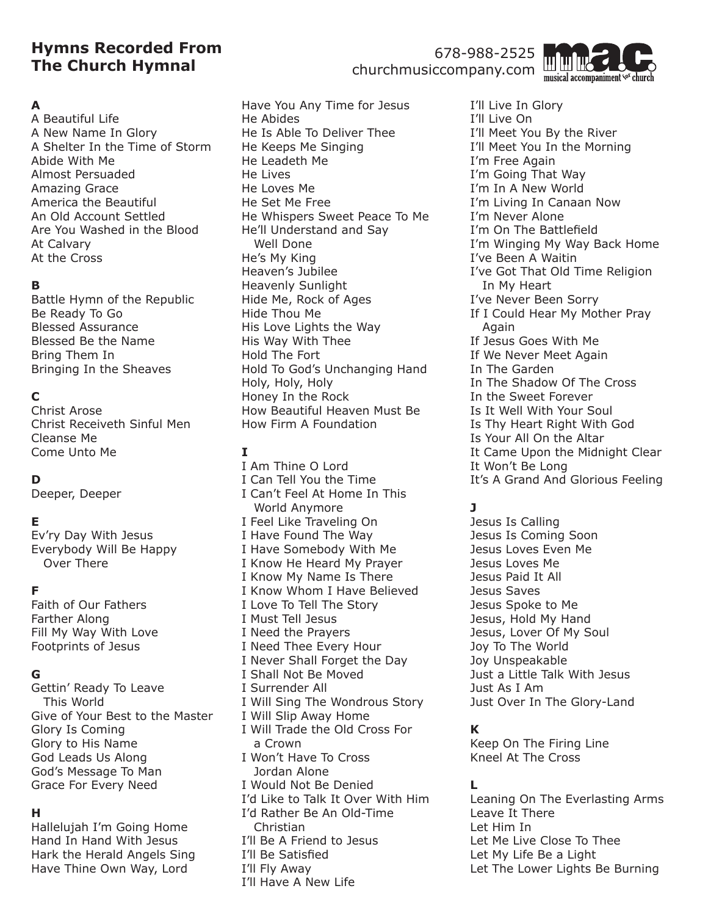# Hymns Recorded From The Church Hymnal

678-988-2525
churchmusiccompany.com

m.a.c. musical accompaniment for church

**A**

A Beautiful Life
A New Name In Glory
A Shelter In the Time of Storm
Abide With Me
Almost Persuaded
Amazing Grace
America the Beautiful
An Old Account Settled
Are You Washed in the Blood
At Calvary
At the Cross

**B**

Battle Hymn of the Republic
Be Ready To Go
Blessed Assurance
Blessed Be the Name
Bring Them In
Bringing In the Sheaves

**C**

Christ Arose
Christ Receiveth Sinful Men
Cleanse Me
Come Unto Me

**D**

Deeper, Deeper

**E**

Ev'ry Day With Jesus
Everybody Will Be Happy Over There

**F**

Faith of Our Fathers
Farther Along
Fill My Way With Love
Footprints of Jesus

**G**

Gettin' Ready To Leave This World
Give of Your Best to the Master
Glory Is Coming
Glory to His Name
God Leads Us Along
God's Message To Man
Grace For Every Need

**H**

Hallelujah I'm Going Home
Hand In Hand With Jesus
Hark the Herald Angels Sing
Have Thine Own Way, Lord
Have You Any Time for Jesus
He Abides
He Is Able To Deliver Thee
He Keeps Me Singing
He Leadeth Me
He Lives
He Loves Me
He Set Me Free
He Whispers Sweet Peace To Me
He'll Understand and Say Well Done
He's My King
Heaven's Jubilee
Heavenly Sunlight
Hide Me, Rock of Ages
Hide Thou Me
His Love Lights the Way
His Way With Thee
Hold The Fort
Hold To God's Unchanging Hand
Holy, Holy, Holy
Honey In the Rock
How Beautiful Heaven Must Be
How Firm A Foundation

**I**

I Am Thine O Lord
I Can Tell You the Time
I Can't Feel At Home In This World Anymore
I Feel Like Traveling On
I Have Found The Way
I Have Somebody With Me
I Know He Heard My Prayer
I Know My Name Is There
I Know Whom I Have Believed
I Love To Tell The Story
I Must Tell Jesus
I Need the Prayers
I Need Thee Every Hour
I Never Shall Forget the Day
I Shall Not Be Moved
I Surrender All
I Will Sing The Wondrous Story
I Will Slip Away Home
I Will Trade the Old Cross For a Crown
I Won't Have To Cross Jordan Alone
I Would Not Be Denied
I'd Like to Talk It Over With Him
I'd Rather Be An Old-Time Christian
I'll Be A Friend to Jesus
I'll Be Satisfied
I'll Fly Away
I'll Have A New Life
I'll Live In Glory
I'll Live On
I'll Meet You By the River
I'll Meet You In the Morning
I'm Free Again
I'm Going That Way
I'm In A New World
I'm Living In Canaan Now
I'm Never Alone
I'm On The Battlefield
I'm Winging My Way Back Home
I've Been A Waitin
I've Got That Old Time Religion In My Heart
I've Never Been Sorry
If I Could Hear My Mother Pray Again
If Jesus Goes With Me
If We Never Meet Again
In The Garden
In The Shadow Of The Cross
In the Sweet Forever
Is It Well With Your Soul
Is Thy Heart Right With God
Is Your All On the Altar
It Came Upon the Midnight Clear
It Won't Be Long
It's A Grand And Glorious Feeling

**J**

Jesus Is Calling
Jesus Is Coming Soon
Jesus Loves Even Me
Jesus Loves Me
Jesus Paid It All
Jesus Saves
Jesus Spoke to Me
Jesus, Hold My Hand
Jesus, Lover Of My Soul
Joy To The World
Joy Unspeakable
Just a Little Talk With Jesus
Just As I Am
Just Over In The Glory-Land

**K**

Keep On The Firing Line
Kneel At The Cross

**L**

Leaning On The Everlasting Arms
Leave It There
Let Him In
Let Me Live Close To Thee
Let My Life Be a Light
Let The Lower Lights Be Burning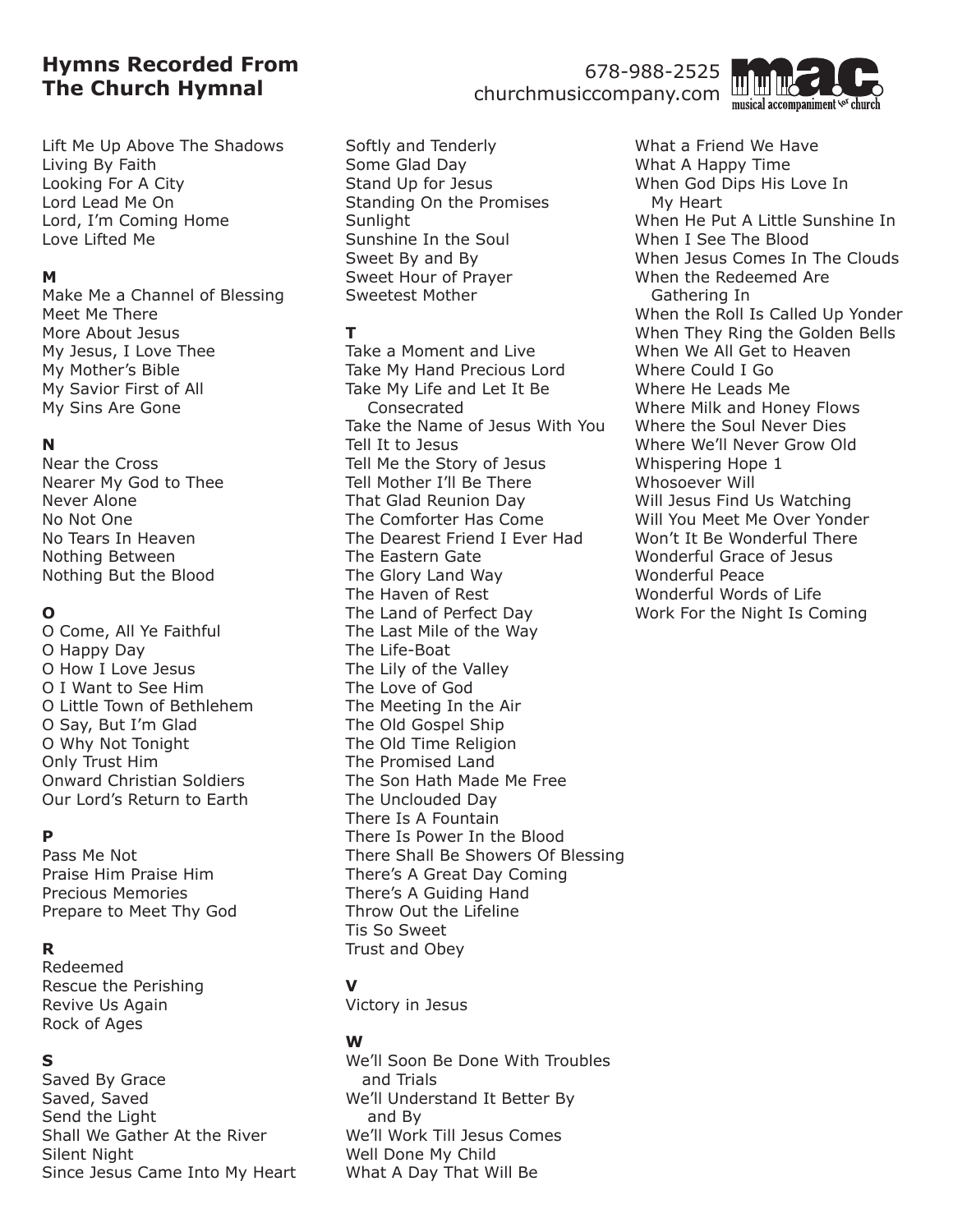## Hymns Recorded From The Church Hymnal

678-988-2525
churchmusiccompany.com

Lift Me Up Above The Shadows
Living By Faith
Looking For A City
Lord Lead Me On
Lord, I'm Coming Home
Love Lifted Me

**M**

Make Me a Channel of Blessing
Meet Me There
More About Jesus
My Jesus, I Love Thee
My Mother's Bible
My Savior First of All
My Sins Are Gone

**N**

Near the Cross
Nearer My God to Thee
Never Alone
No Not One
No Tears In Heaven
Nothing Between
Nothing But the Blood

**O**

O Come, All Ye Faithful
O Happy Day
O How I Love Jesus
O I Want to See Him
O Little Town of Bethlehem
O Say, But I'm Glad
O Why Not Tonight
Only Trust Him
Onward Christian Soldiers
Our Lord's Return to Earth

**P**

Pass Me Not
Praise Him Praise Him
Precious Memories
Prepare to Meet Thy God

**R**

Redeemed
Rescue the Perishing
Revive Us Again
Rock of Ages

**S**

Saved By Grace
Saved, Saved
Send the Light
Shall We Gather At the River
Silent Night
Since Jesus Came Into My Heart
Softly and Tenderly
Some Glad Day
Stand Up for Jesus
Standing On the Promises
Sunlight
Sunshine In the Soul
Sweet By and By
Sweet Hour of Prayer
Sweetest Mother

**T**

Take a Moment and Live
Take My Hand Precious Lord
Take My Life and Let It Be Consecrated
Take the Name of Jesus With You
Tell It to Jesus
Tell Me the Story of Jesus
Tell Mother I'll Be There
That Glad Reunion Day
The Comforter Has Come
The Dearest Friend I Ever Had
The Eastern Gate
The Glory Land Way
The Haven of Rest
The Land of Perfect Day
The Last Mile of the Way
The Life-Boat
The Lily of the Valley
The Love of God
The Meeting In the Air
The Old Gospel Ship
The Old Time Religion
The Promised Land
The Son Hath Made Me Free
The Unclouded Day
There Is A Fountain
There Is Power In the Blood
There Shall Be Showers Of Blessing
There's A Great Day Coming
There's A Guiding Hand
Throw Out the Lifeline
Tis So Sweet
Trust and Obey

**V**

Victory in Jesus

**W**

We'll Soon Be Done With Troubles and Trials
We'll Understand It Better By and By
We'll Work Till Jesus Comes
Well Done My Child
What A Day That Will Be
What a Friend We Have
What A Happy Time
When God Dips His Love In My Heart
When He Put A Little Sunshine In
When I See The Blood
When Jesus Comes In The Clouds
When the Redeemed Are Gathering In
When the Roll Is Called Up Yonder
When They Ring the Golden Bells
When We All Get to Heaven
Where Could I Go
Where He Leads Me
Where Milk and Honey Flows
Where the Soul Never Dies
Where We'll Never Grow Old
Whispering Hope 1
Whosoever Will
Will Jesus Find Us Watching
Will You Meet Me Over Yonder
Won't It Be Wonderful There
Wonderful Grace of Jesus
Wonderful Peace
Wonderful Words of Life
Work For the Night Is Coming